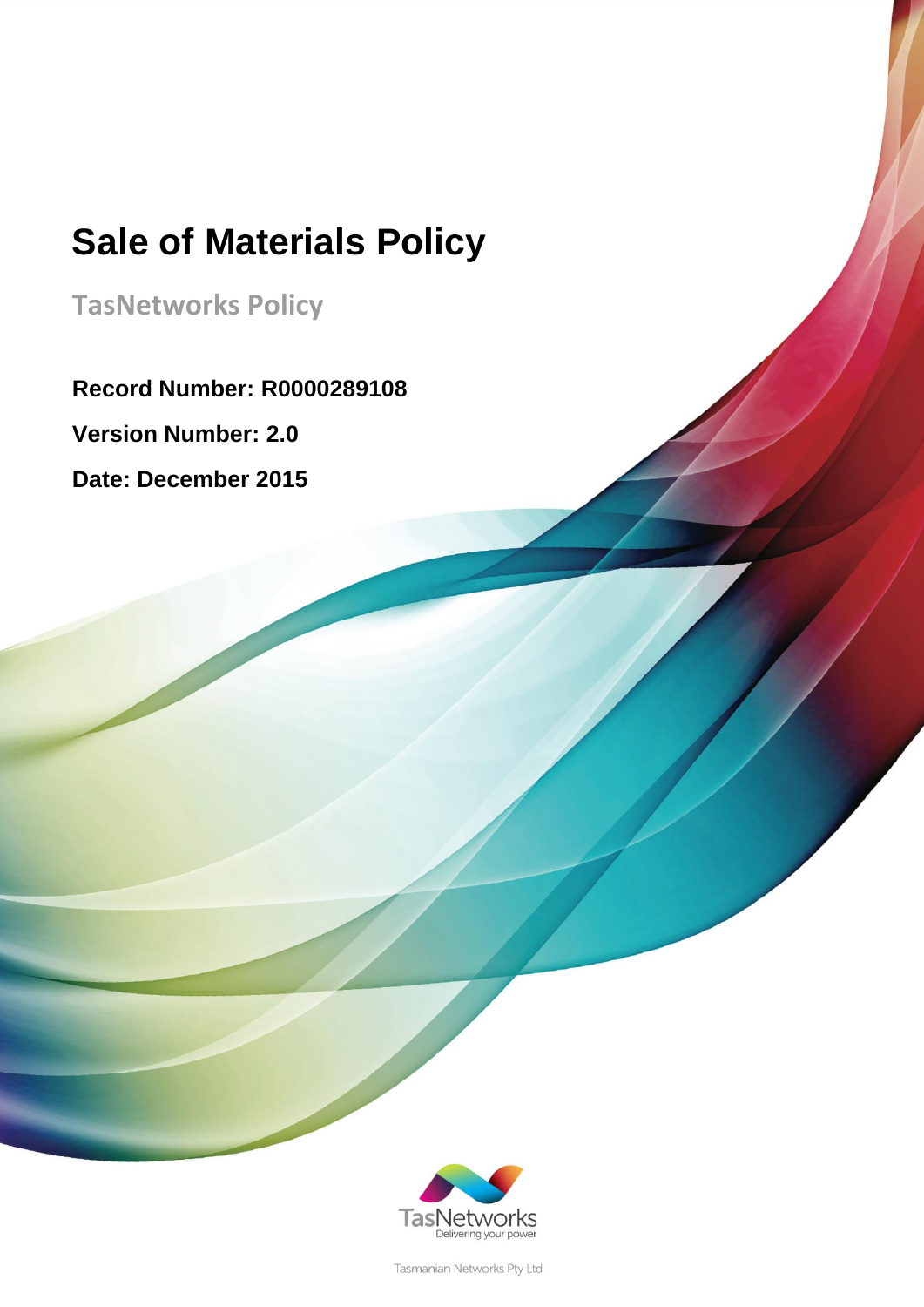# Sale of Materials Policy

**TasNetworks Policy**

**Record Number: R0000289108**

**Version Number: 2.0**

**Date: December 2015**

TasNetworks
Delivering your power

Tasmanian Networks Pty Ltd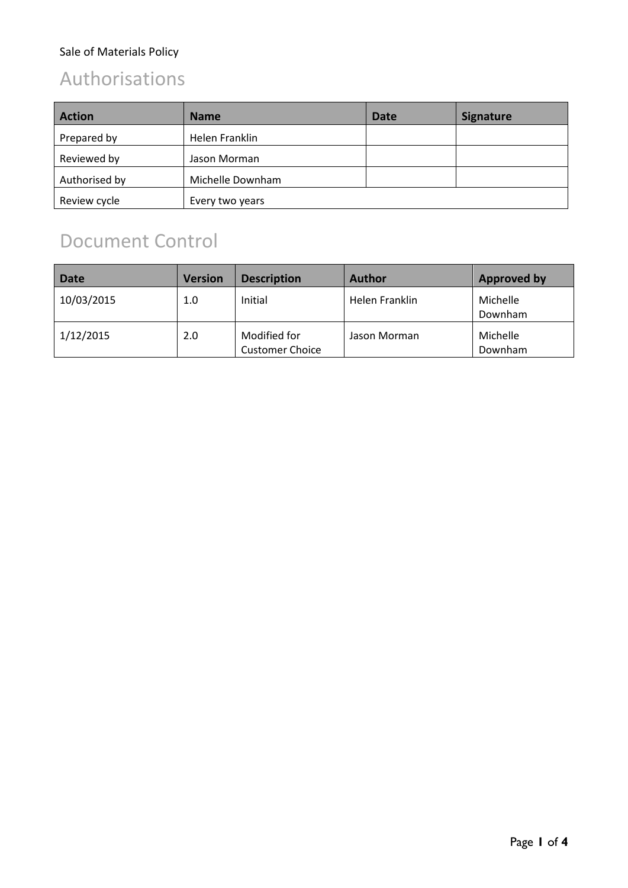Sale of Materials Policy

# Authorisations

| Action | Name | Date | Signature |
| --- | --- | --- | --- |
| Prepared by | Helen Franklin | | |
| Reviewed by | Jason Morman | | |
| Authorised by | Michelle Downham | | |
| Review cycle | Every two years | | |

# Document Control

| Date | Version | Description | Author | Approved by |
| --- | --- | --- | --- | --- |
| 10/03/2015 | 1.0 | Initial | Helen Franklin | Michelle Downham |
| 1/12/2015 | 2.0 | Modified for Customer Choice | Jason Morman | Michelle Downham |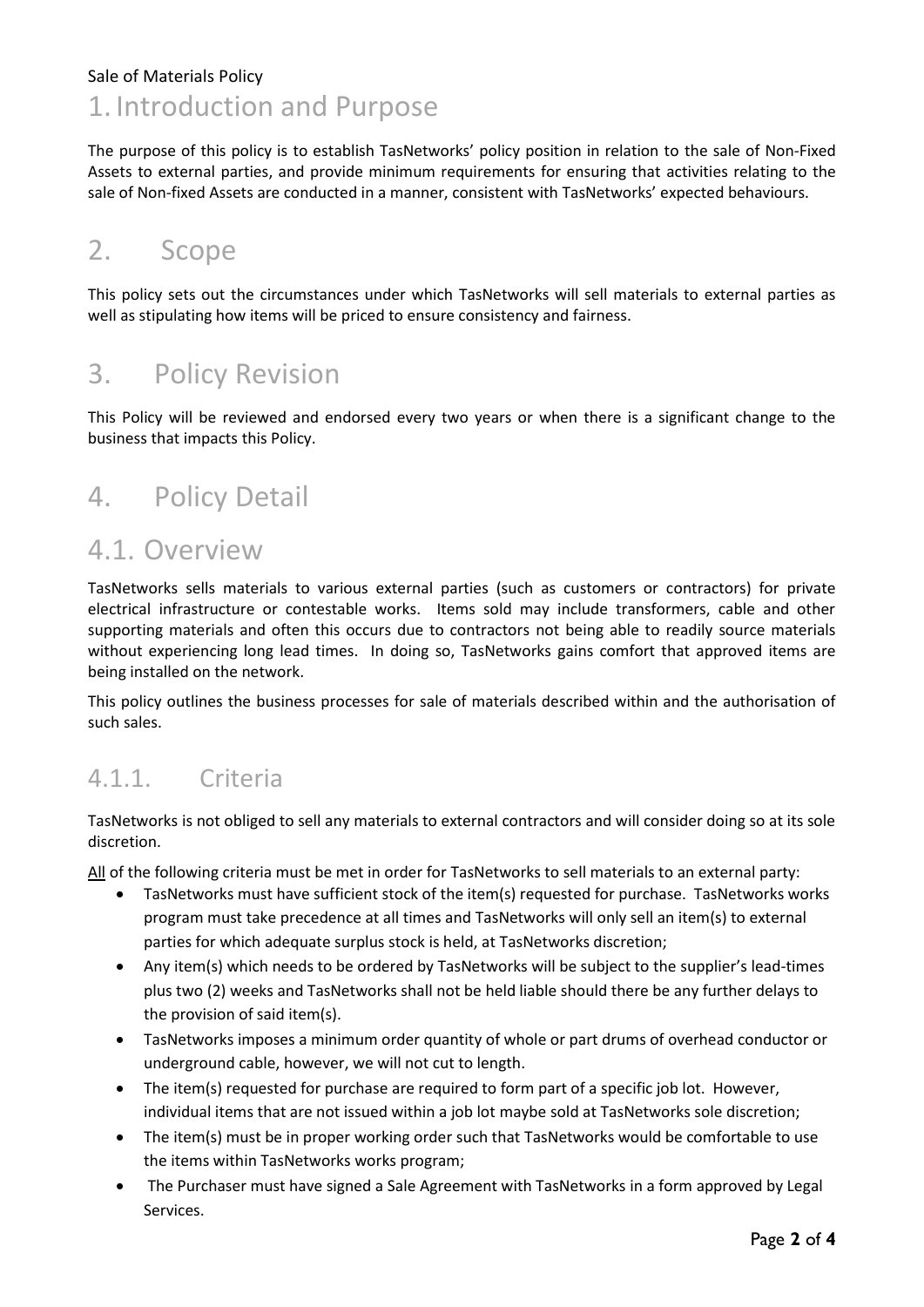# 1. Introduction and Purpose

The purpose of this policy is to establish TasNetworks' policy position in relation to the sale of Non-Fixed Assets to external parties, and provide minimum requirements for ensuring that activities relating to the sale of Non-fixed Assets are conducted in a manner, consistent with TasNetworks' expected behaviours.

# 2. Scope

This policy sets out the circumstances under which TasNetworks will sell materials to external parties as well as stipulating how items will be priced to ensure consistency and fairness.

# 3. Policy Revision

This Policy will be reviewed and endorsed every two years or when there is a significant change to the business that impacts this Policy.

# 4. Policy Detail

## 4.1. Overview

TasNetworks sells materials to various external parties (such as customers or contractors) for private electrical infrastructure or contestable works. Items sold may include transformers, cable and other supporting materials and often this occurs due to contractors not being able to readily source materials without experiencing long lead times. In doing so, TasNetworks gains comfort that approved items are being installed on the network.

This policy outlines the business processes for sale of materials described within and the authorisation of such sales.

### 4.1.1. Criteria

TasNetworks is not obliged to sell any materials to external contractors and will consider doing so at its sole discretion.

All of the following criteria must be met in order for TasNetworks to sell materials to an external party:

- TasNetworks must have sufficient stock of the item(s) requested for purchase. TasNetworks works program must take precedence at all times and TasNetworks will only sell an item(s) to external parties for which adequate surplus stock is held, at TasNetworks discretion;
- Any item(s) which needs to be ordered by TasNetworks will be subject to the supplier's lead-times plus two (2) weeks and TasNetworks shall not be held liable should there be any further delays to the provision of said item(s).
- TasNetworks imposes a minimum order quantity of whole or part drums of overhead conductor or underground cable, however, we will not cut to length.
- The item(s) requested for purchase are required to form part of a specific job lot. However, individual items that are not issued within a job lot maybe sold at TasNetworks sole discretion;
- The item(s) must be in proper working order such that TasNetworks would be comfortable to use the items within TasNetworks works program;
- The Purchaser must have signed a Sale Agreement with TasNetworks in a form approved by Legal Services.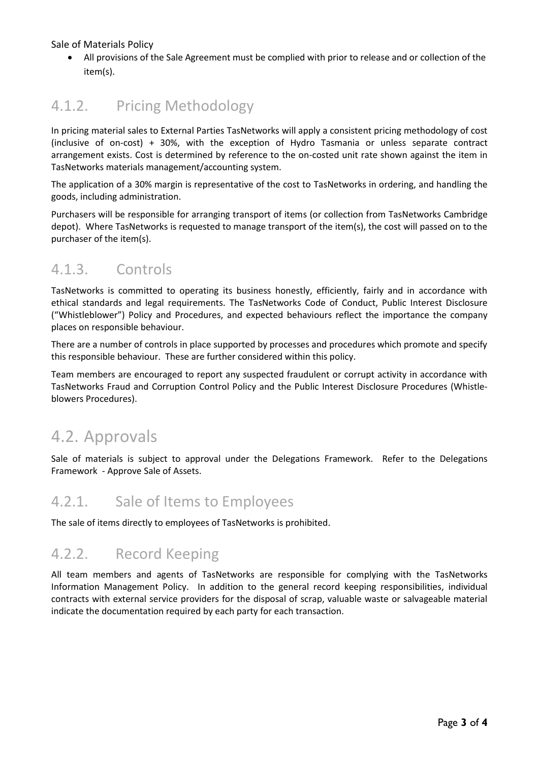- All provisions of the Sale Agreement must be complied with prior to release and or collection of the item(s).

### 4.1.2. Pricing Methodology

In pricing material sales to External Parties TasNetworks will apply a consistent pricing methodology of cost (inclusive of on-cost) + 30%, with the exception of Hydro Tasmania or unless separate contract arrangement exists. Cost is determined by reference to the on-costed unit rate shown against the item in TasNetworks materials management/accounting system.

The application of a 30% margin is representative of the cost to TasNetworks in ordering, and handling the goods, including administration.

Purchasers will be responsible for arranging transport of items (or collection from TasNetworks Cambridge depot). Where TasNetworks is requested to manage transport of the item(s), the cost will passed on to the purchaser of the item(s).

### 4.1.3. Controls

TasNetworks is committed to operating its business honestly, efficiently, fairly and in accordance with ethical standards and legal requirements. The TasNetworks Code of Conduct, Public Interest Disclosure ("Whistleblower") Policy and Procedures, and expected behaviours reflect the importance the company places on responsible behaviour.

There are a number of controls in place supported by processes and procedures which promote and specify this responsible behaviour. These are further considered within this policy.

Team members are encouraged to report any suspected fraudulent or corrupt activity in accordance with TasNetworks Fraud and Corruption Control Policy and the Public Interest Disclosure Procedures (Whistle-blowers Procedures).

## 4.2. Approvals

Sale of materials is subject to approval under the Delegations Framework. Refer to the Delegations Framework - Approve Sale of Assets.

### 4.2.1. Sale of Items to Employees

The sale of items directly to employees of TasNetworks is prohibited.

### 4.2.2. Record Keeping

All team members and agents of TasNetworks are responsible for complying with the TasNetworks Information Management Policy. In addition to the general record keeping responsibilities, individual contracts with external service providers for the disposal of scrap, valuable waste or salvageable material indicate the documentation required by each party for each transaction.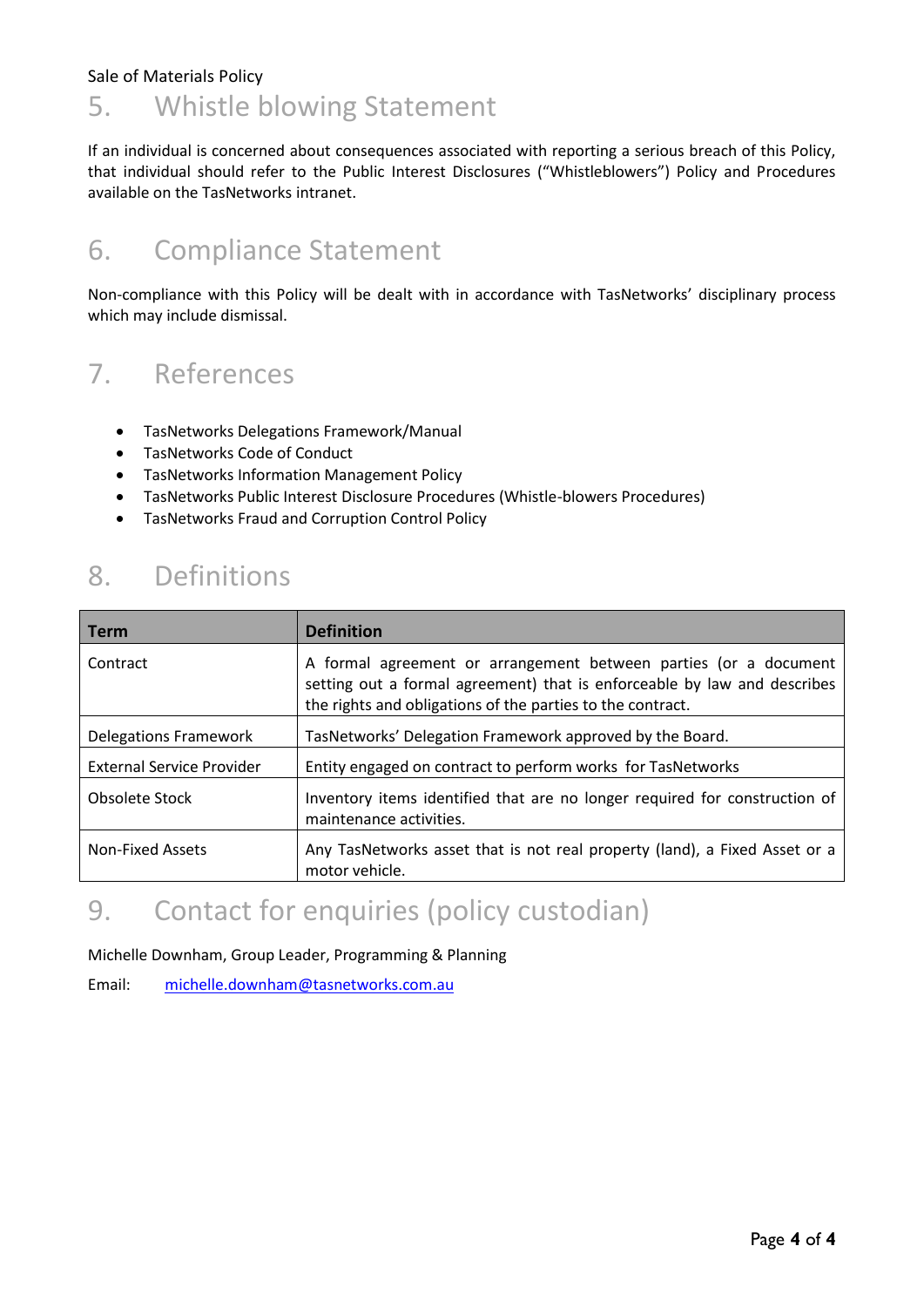## 5. Whistle blowing Statement

If an individual is concerned about consequences associated with reporting a serious breach of this Policy, that individual should refer to the Public Interest Disclosures ("Whistleblowers") Policy and Procedures available on the TasNetworks intranet.

## 6. Compliance Statement

Non-compliance with this Policy will be dealt with in accordance with TasNetworks' disciplinary process which may include dismissal.

## 7. References

- TasNetworks Delegations Framework/Manual
- TasNetworks Code of Conduct
- TasNetworks Information Management Policy
- TasNetworks Public Interest Disclosure Procedures (Whistle-blowers Procedures)
- TasNetworks Fraud and Corruption Control Policy

## 8. Definitions

| Term | Definition |
|---|---|
| Contract | A formal agreement or arrangement between parties (or a document setting out a formal agreement) that is enforceable by law and describes the rights and obligations of the parties to the contract. |
| Delegations Framework | TasNetworks' Delegation Framework approved by the Board. |
| External Service Provider | Entity engaged on contract to perform works for TasNetworks |
| Obsolete Stock | Inventory items identified that are no longer required for construction of maintenance activities. |
| Non-Fixed Assets | Any TasNetworks asset that is not real property (land), a Fixed Asset or a motor vehicle. |

## 9. Contact for enquiries (policy custodian)

Michelle Downham, Group Leader, Programming & Planning

Email: michelle.downham@tasnetworks.com.au